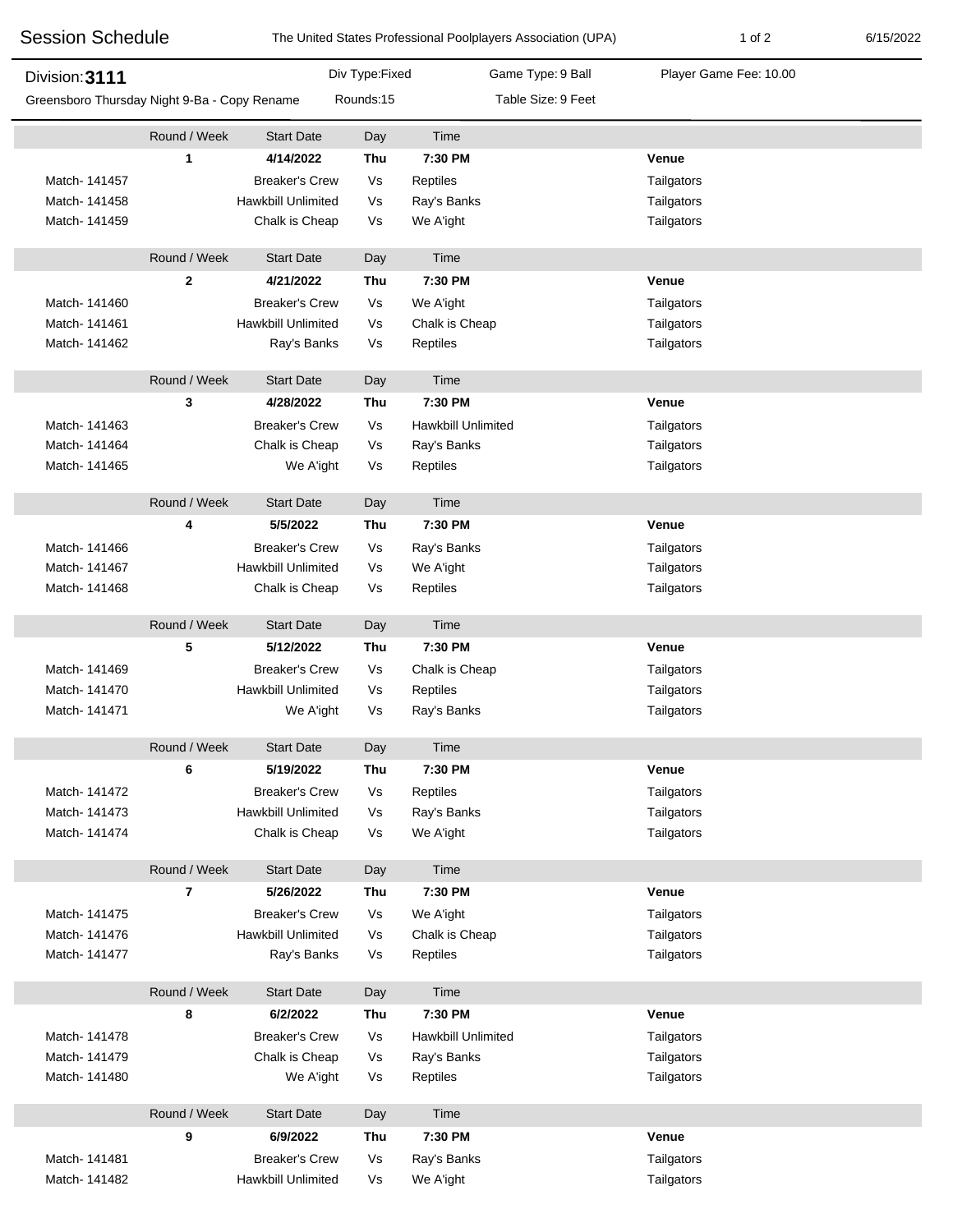# Session Schedule

The United States Professional Poolplayers Association (UPA)

6/15/2022

**Division: 3111**

Greensboro Thursday Night 9-Ba - Copy Rename

Div Type: Fixed | Rounds: 15 | Game Type: 9 Ball | Table Size: 9 Feet | Player Game Fee: 10.00

| | Round / Week | Start Date | Day | Time | Venue |
|---|---|---|---|---|---|
| | **1** | **4/14/2022** | **Thu** | **7:30 PM** | **Venue** |
| Match- 141457 | | Breaker's Crew | Vs | Reptiles | Tailgators |
| Match- 141458 | | Hawkbill Unlimited | Vs | Ray's Banks | Tailgators |
| Match- 141459 | | Chalk is Cheap | Vs | We A'ight | Tailgators |
| | **2** | **4/21/2022** | **Thu** | **7:30 PM** | **Venue** |
| Match- 141460 | | Breaker's Crew | Vs | We A'ight | Tailgators |
| Match- 141461 | | Hawkbill Unlimited | Vs | Chalk is Cheap | Tailgators |
| Match- 141462 | | Ray's Banks | Vs | Reptiles | Tailgators |
| | **3** | **4/28/2022** | **Thu** | **7:30 PM** | **Venue** |
| Match- 141463 | | Breaker's Crew | Vs | Hawkbill Unlimited | Tailgators |
| Match- 141464 | | Chalk is Cheap | Vs | Ray's Banks | Tailgators |
| Match- 141465 | | We A'ight | Vs | Reptiles | Tailgators |
| | **4** | **5/5/2022** | **Thu** | **7:30 PM** | **Venue** |
| Match- 141466 | | Breaker's Crew | Vs | Ray's Banks | Tailgators |
| Match- 141467 | | Hawkbill Unlimited | Vs | We A'ight | Tailgators |
| Match- 141468 | | Chalk is Cheap | Vs | Reptiles | Tailgators |
| | **5** | **5/12/2022** | **Thu** | **7:30 PM** | **Venue** |
| Match- 141469 | | Breaker's Crew | Vs | Chalk is Cheap | Tailgators |
| Match- 141470 | | Hawkbill Unlimited | Vs | Reptiles | Tailgators |
| Match- 141471 | | We A'ight | Vs | Ray's Banks | Tailgators |
| | **6** | **5/19/2022** | **Thu** | **7:30 PM** | **Venue** |
| Match- 141472 | | Breaker's Crew | Vs | Reptiles | Tailgators |
| Match- 141473 | | Hawkbill Unlimited | Vs | Ray's Banks | Tailgators |
| Match- 141474 | | Chalk is Cheap | Vs | We A'ight | Tailgators |
| | **7** | **5/26/2022** | **Thu** | **7:30 PM** | **Venue** |
| Match- 141475 | | Breaker's Crew | Vs | We A'ight | Tailgators |
| Match- 141476 | | Hawkbill Unlimited | Vs | Chalk is Cheap | Tailgators |
| Match- 141477 | | Ray's Banks | Vs | Reptiles | Tailgators |
| | **8** | **6/2/2022** | **Thu** | **7:30 PM** | **Venue** |
| Match- 141478 | | Breaker's Crew | Vs | Hawkbill Unlimited | Tailgators |
| Match- 141479 | | Chalk is Cheap | Vs | Ray's Banks | Tailgators |
| Match- 141480 | | We A'ight | Vs | Reptiles | Tailgators |
| | **9** | **6/9/2022** | **Thu** | **7:30 PM** | **Venue** |
| Match- 141481 | | Breaker's Crew | Vs | Ray's Banks | Tailgators |
| Match- 141482 | | Hawkbill Unlimited | Vs | We A'ight | Tailgators |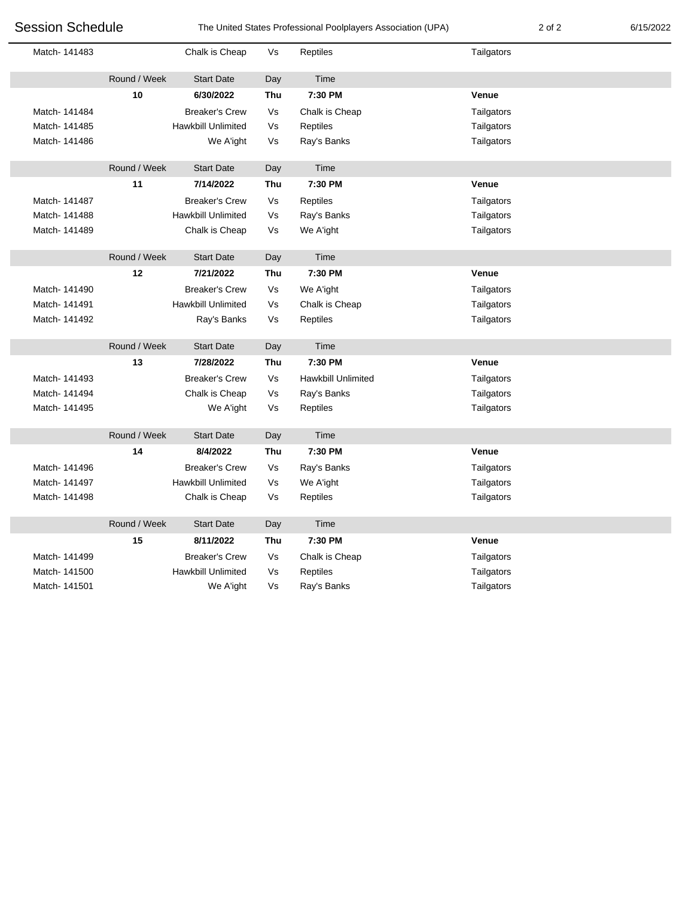| | | | | | |
|---|---|---|---|---|---|
| Match- 141483 | | Chalk is Cheap | Vs | Reptiles | Tailgators |
| | Round / Week | Start Date | Day | Time | |
| | **10** | **6/30/2022** | **Thu** | **7:30 PM** | **Venue** |
| Match- 141484 | | Breaker's Crew | Vs | Chalk is Cheap | Tailgators |
| Match- 141485 | | Hawkbill Unlimited | Vs | Reptiles | Tailgators |
| Match- 141486 | | We A'ight | Vs | Ray's Banks | Tailgators |
| | Round / Week | Start Date | Day | Time | |
| | **11** | **7/14/2022** | **Thu** | **7:30 PM** | **Venue** |
| Match- 141487 | | Breaker's Crew | Vs | Reptiles | Tailgators |
| Match- 141488 | | Hawkbill Unlimited | Vs | Ray's Banks | Tailgators |
| Match- 141489 | | Chalk is Cheap | Vs | We A'ight | Tailgators |
| | Round / Week | Start Date | Day | Time | |
| | **12** | **7/21/2022** | **Thu** | **7:30 PM** | **Venue** |
| Match- 141490 | | Breaker's Crew | Vs | We A'ight | Tailgators |
| Match- 141491 | | Hawkbill Unlimited | Vs | Chalk is Cheap | Tailgators |
| Match- 141492 | | Ray's Banks | Vs | Reptiles | Tailgators |
| | Round / Week | Start Date | Day | Time | |
| | **13** | **7/28/2022** | **Thu** | **7:30 PM** | **Venue** |
| Match- 141493 | | Breaker's Crew | Vs | Hawkbill Unlimited | Tailgators |
| Match- 141494 | | Chalk is Cheap | Vs | Ray's Banks | Tailgators |
| Match- 141495 | | We A'ight | Vs | Reptiles | Tailgators |
| | Round / Week | Start Date | Day | Time | |
| | **14** | **8/4/2022** | **Thu** | **7:30 PM** | **Venue** |
| Match- 141496 | | Breaker's Crew | Vs | Ray's Banks | Tailgators |
| Match- 141497 | | Hawkbill Unlimited | Vs | We A'ight | Tailgators |
| Match- 141498 | | Chalk is Cheap | Vs | Reptiles | Tailgators |
| | Round / Week | Start Date | Day | Time | |
| | **15** | **8/11/2022** | **Thu** | **7:30 PM** | **Venue** |
| Match- 141499 | | Breaker's Crew | Vs | Chalk is Cheap | Tailgators |
| Match- 141500 | | Hawkbill Unlimited | Vs | Reptiles | Tailgators |
| Match- 141501 | | We A'ight | Vs | Ray's Banks | Tailgators |